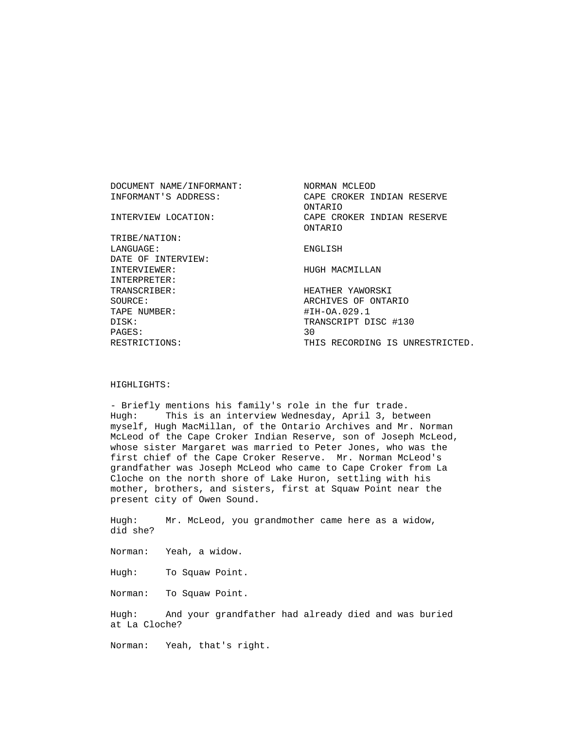| | |
|---|---|
| DOCUMENT NAME/INFORMANT: | NORMAN MCLEOD |
| INFORMANT'S ADDRESS: | CAPE CROKER INDIAN RESERVE ONTARIO |
| INTERVIEW LOCATION: | CAPE CROKER INDIAN RESERVE ONTARIO |
| TRIBE/NATION: | |
| LANGUAGE: | ENGLISH |
| DATE OF INTERVIEW: | |
| INTERVIEWER: | HUGH MACMILLAN |
| INTERPRETER: | |
| TRANSCRIBER: | HEATHER YAWORSKI |
| SOURCE: | ARCHIVES OF ONTARIO |
| TAPE NUMBER: | #IH-OA.029.1 |
| DISK: | TRANSCRIPT DISC #130 |
| PAGES: | 30 |
| RESTRICTIONS: | THIS RECORDING IS UNRESTRICTED. |

HIGHLIGHTS:

- Briefly mentions his family's role in the fur trade.

Hugh: This is an interview Wednesday, April 3, between myself, Hugh MacMillan, of the Ontario Archives and Mr. Norman McLeod of the Cape Croker Indian Reserve, son of Joseph McLeod, whose sister Margaret was married to Peter Jones, who was the first chief of the Cape Croker Reserve. Mr. Norman McLeod's grandfather was Joseph McLeod who came to Cape Croker from La Cloche on the north shore of Lake Huron, settling with his mother, brothers, and sisters, first at Squaw Point near the present city of Owen Sound.

Hugh: Mr. McLeod, you grandmother came here as a widow, did she?

Norman: Yeah, a widow.

Hugh: To Squaw Point.

Norman: To Squaw Point.

Hugh: And your grandfather had already died and was buried at La Cloche?

Norman: Yeah, that's right.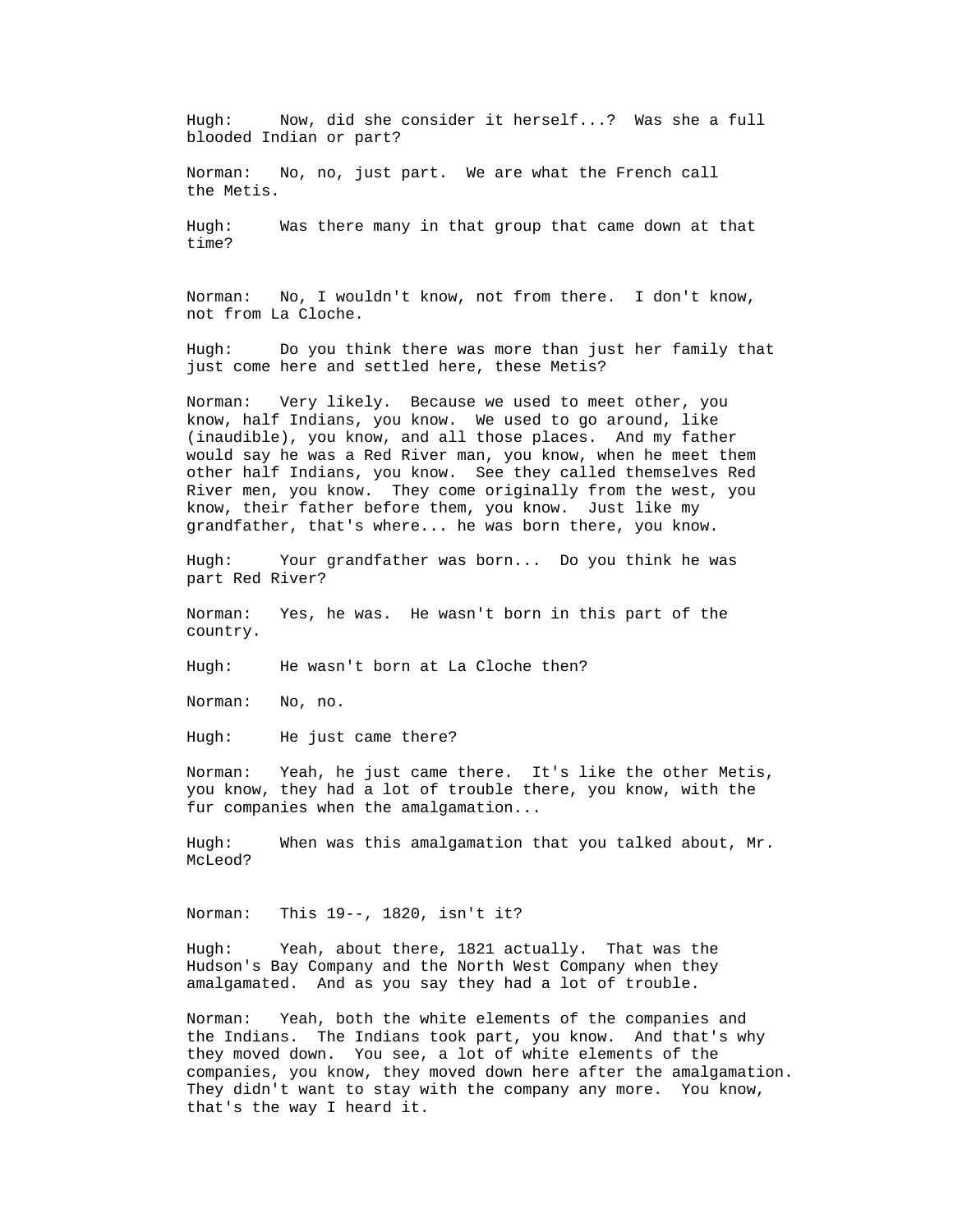Hugh: Now, did she consider it herself...? Was she a full blooded Indian or part?

Norman: No, no, just part. We are what the French call the Metis.

Hugh: Was there many in that group that came down at that time?

Norman: No, I wouldn't know, not from there. I don't know, not from La Cloche.

Hugh: Do you think there was more than just her family that just come here and settled here, these Metis?

Norman: Very likely. Because we used to meet other, you know, half Indians, you know. We used to go around, like (inaudible), you know, and all those places. And my father would say he was a Red River man, you know, when he meet them other half Indians, you know. See they called themselves Red River men, you know. They come originally from the west, you know, their father before them, you know. Just like my grandfather, that's where... he was born there, you know.

Hugh: Your grandfather was born... Do you think he was part Red River?

Norman: Yes, he was. He wasn't born in this part of the country.

Hugh: He wasn't born at La Cloche then?

Norman: No, no.

Hugh: He just came there?

Norman: Yeah, he just came there. It's like the other Metis, you know, they had a lot of trouble there, you know, with the fur companies when the amalgamation...

Hugh: When was this amalgamation that you talked about, Mr. McLeod?

Norman: This 19--, 1820, isn't it?

Hugh: Yeah, about there, 1821 actually. That was the Hudson's Bay Company and the North West Company when they amalgamated. And as you say they had a lot of trouble.

Norman: Yeah, both the white elements of the companies and the Indians. The Indians took part, you know. And that's why they moved down. You see, a lot of white elements of the companies, you know, they moved down here after the amalgamation. They didn't want to stay with the company any more. You know, that's the way I heard it.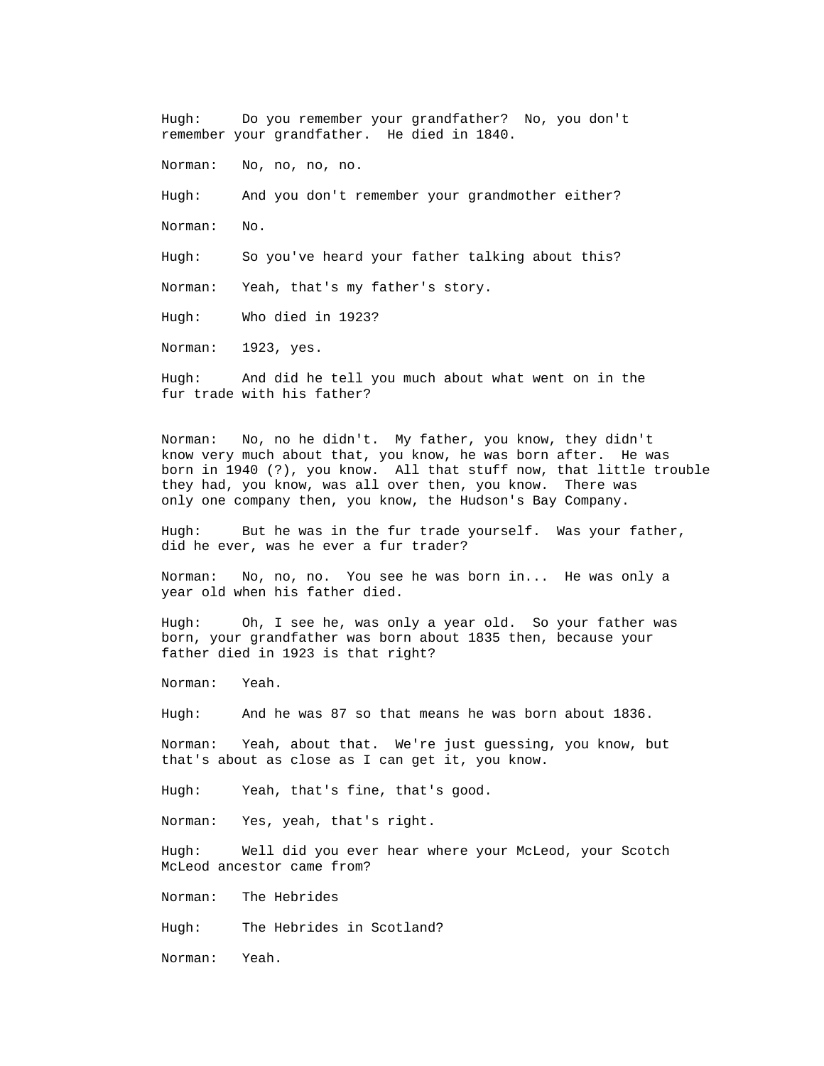Hugh: Do you remember your grandfather? No, you don't remember your grandfather. He died in 1840.

Norman: No, no, no, no.

Hugh: And you don't remember your grandmother either?

Norman: No.

Hugh: So you've heard your father talking about this?

Norman: Yeah, that's my father's story.

Hugh: Who died in 1923?

Norman: 1923, yes.

Hugh: And did he tell you much about what went on in the fur trade with his father?

Norman: No, no he didn't. My father, you know, they didn't know very much about that, you know, he was born after. He was born in 1940 (?), you know. All that stuff now, that little trouble they had, you know, was all over then, you know. There was only one company then, you know, the Hudson's Bay Company.

Hugh: But he was in the fur trade yourself. Was your father, did he ever, was he ever a fur trader?

Norman: No, no, no. You see he was born in... He was only a year old when his father died.

Hugh: Oh, I see he, was only a year old. So your father was born, your grandfather was born about 1835 then, because your father died in 1923 is that right?

Norman: Yeah.

Hugh: And he was 87 so that means he was born about 1836.

Norman: Yeah, about that. We're just guessing, you know, but that's about as close as I can get it, you know.

Hugh: Yeah, that's fine, that's good.

Norman: Yes, yeah, that's right.

Hugh: Well did you ever hear where your McLeod, your Scotch McLeod ancestor came from?

Norman: The Hebrides

Hugh: The Hebrides in Scotland?

Norman: Yeah.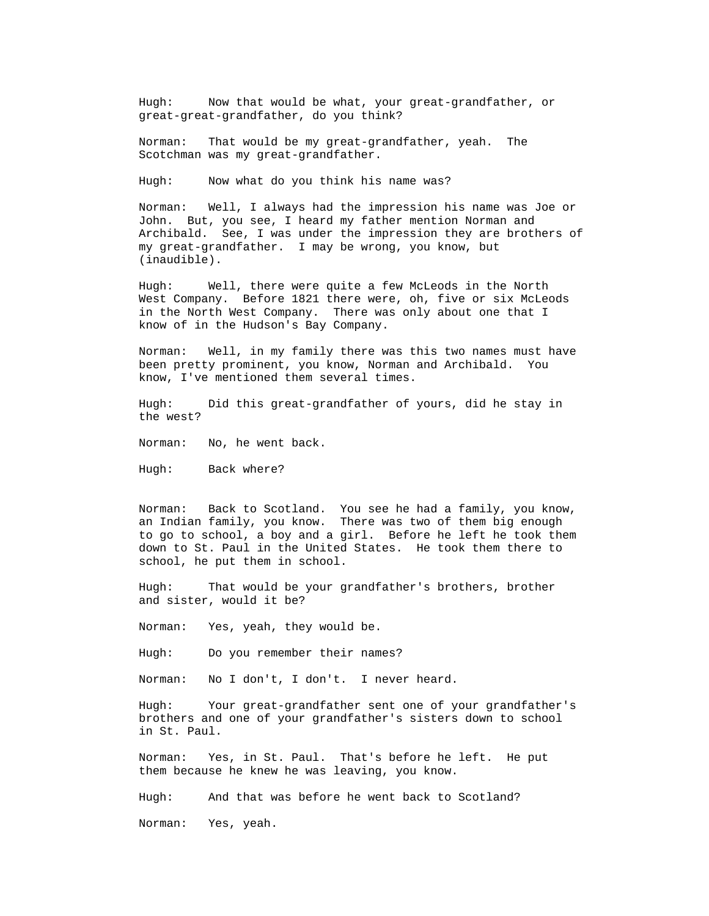Hugh: Now that would be what, your great-grandfather, or great-great-grandfather, do you think?

Norman: That would be my great-grandfather, yeah. The Scotchman was my great-grandfather.

Hugh: Now what do you think his name was?

Norman: Well, I always had the impression his name was Joe or John. But, you see, I heard my father mention Norman and Archibald. See, I was under the impression they are brothers of my great-grandfather. I may be wrong, you know, but (inaudible).

Hugh: Well, there were quite a few McLeods in the North West Company. Before 1821 there were, oh, five or six McLeods in the North West Company. There was only about one that I know of in the Hudson's Bay Company.

Norman: Well, in my family there was this two names must have been pretty prominent, you know, Norman and Archibald. You know, I've mentioned them several times.

Hugh: Did this great-grandfather of yours, did he stay in the west?

Norman: No, he went back.

Hugh: Back where?

Norman: Back to Scotland. You see he had a family, you know, an Indian family, you know. There was two of them big enough to go to school, a boy and a girl. Before he left he took them down to St. Paul in the United States. He took them there to school, he put them in school.

Hugh: That would be your grandfather's brothers, brother and sister, would it be?

Norman: Yes, yeah, they would be.

Hugh: Do you remember their names?

Norman: No I don't, I don't. I never heard.

Hugh: Your great-grandfather sent one of your grandfather's brothers and one of your grandfather's sisters down to school in St. Paul.

Norman: Yes, in St. Paul. That's before he left. He put them because he knew he was leaving, you know.

Hugh: And that was before he went back to Scotland?

Norman: Yes, yeah.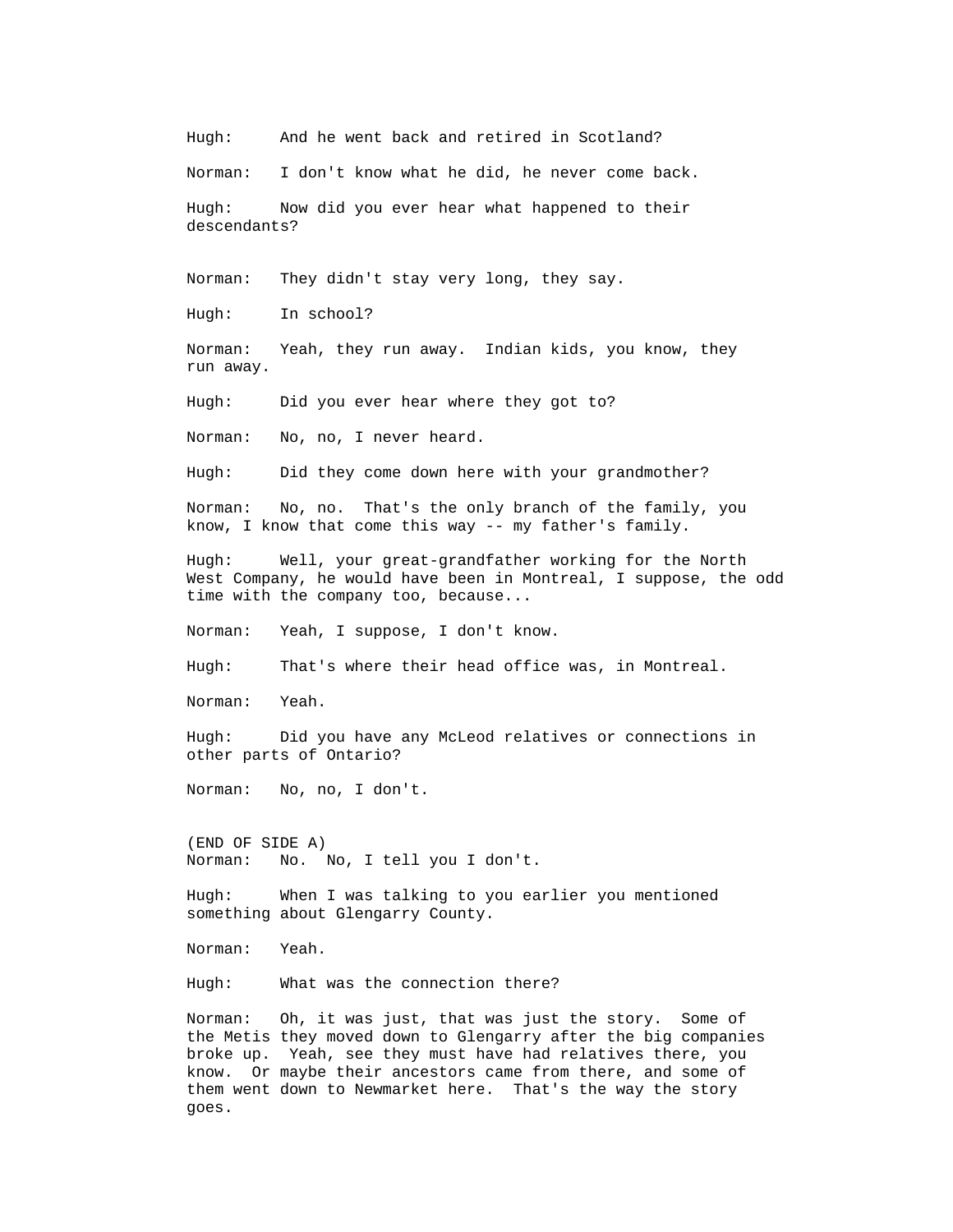Hugh: And he went back and retired in Scotland?

Norman: I don't know what he did, he never come back.

Hugh: Now did you ever hear what happened to their descendants?

Norman: They didn't stay very long, they say.

Hugh: In school?

Norman: Yeah, they run away. Indian kids, you know, they run away.

Hugh: Did you ever hear where they got to?

Norman: No, no, I never heard.

Hugh: Did they come down here with your grandmother?

Norman: No, no. That's the only branch of the family, you know, I know that come this way -- my father's family.

Hugh: Well, your great-grandfather working for the North West Company, he would have been in Montreal, I suppose, the odd time with the company too, because...

Norman: Yeah, I suppose, I don't know.

Hugh: That's where their head office was, in Montreal.

Norman: Yeah.

Hugh: Did you have any McLeod relatives or connections in other parts of Ontario?

Norman: No, no, I don't.

(END OF SIDE A)

Norman: No. No, I tell you I don't.

Hugh: When I was talking to you earlier you mentioned something about Glengarry County.

Norman: Yeah.

Hugh: What was the connection there?

Norman: Oh, it was just, that was just the story. Some of the Metis they moved down to Glengarry after the big companies broke up. Yeah, see they must have had relatives there, you know. Or maybe their ancestors came from there, and some of them went down to Newmarket here. That's the way the story goes.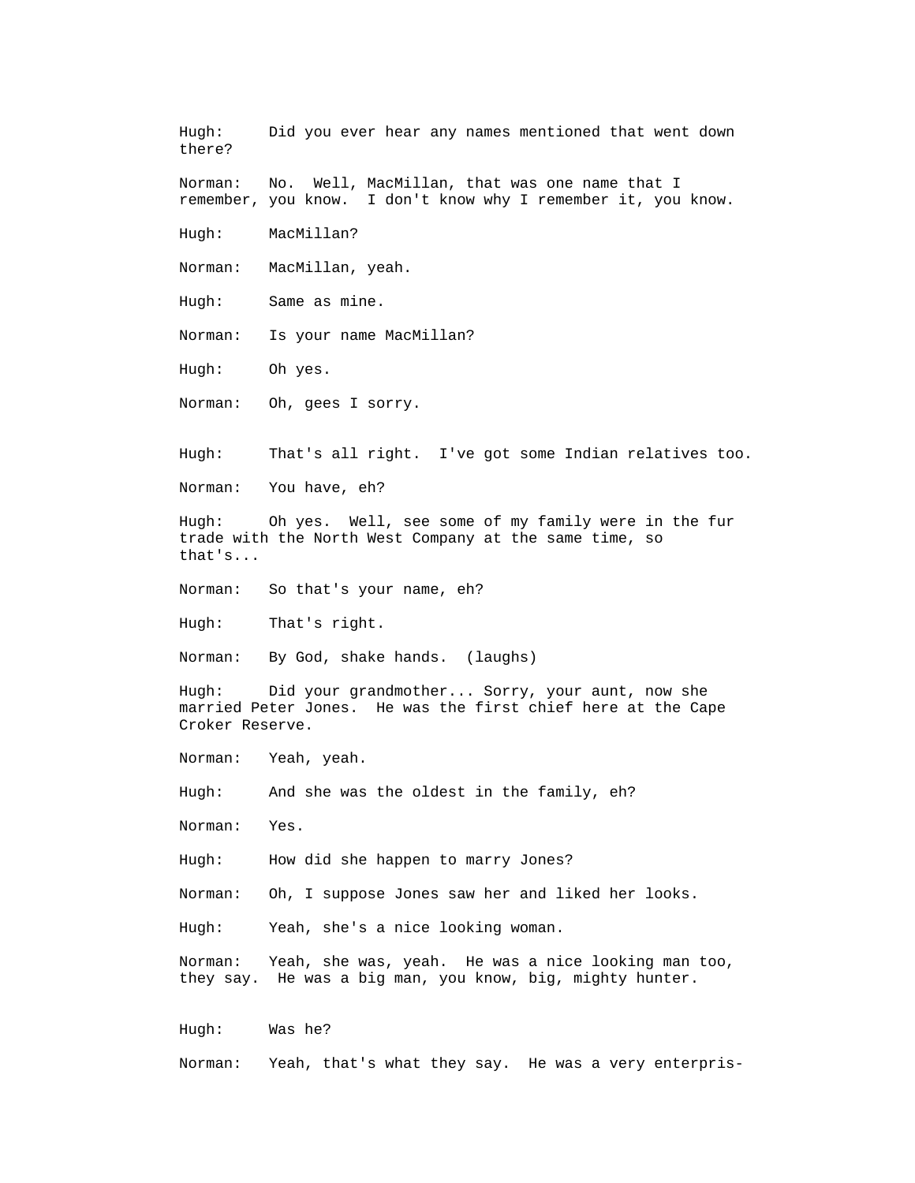Hugh: Did you ever hear any names mentioned that went down there?

Norman: No. Well, MacMillan, that was one name that I remember, you know. I don't know why I remember it, you know.

Hugh: MacMillan?

Norman: MacMillan, yeah.

Hugh: Same as mine.

Norman: Is your name MacMillan?

Hugh: Oh yes.

Norman: Oh, gees I sorry.

Hugh: That's all right. I've got some Indian relatives too.

Norman: You have, eh?

Hugh: Oh yes. Well, see some of my family were in the fur trade with the North West Company at the same time, so that's...

Norman: So that's your name, eh?

Hugh: That's right.

Norman: By God, shake hands. (laughs)

Hugh: Did your grandmother... Sorry, your aunt, now she married Peter Jones. He was the first chief here at the Cape Croker Reserve.

Norman: Yeah, yeah.

Hugh: And she was the oldest in the family, eh?

Norman: Yes.

Hugh: How did she happen to marry Jones?

Norman: Oh, I suppose Jones saw her and liked her looks.

Hugh: Yeah, she's a nice looking woman.

Norman: Yeah, she was, yeah. He was a nice looking man too, they say. He was a big man, you know, big, mighty hunter.

Hugh: Was he?

Norman: Yeah, that's what they say. He was a very enterpris-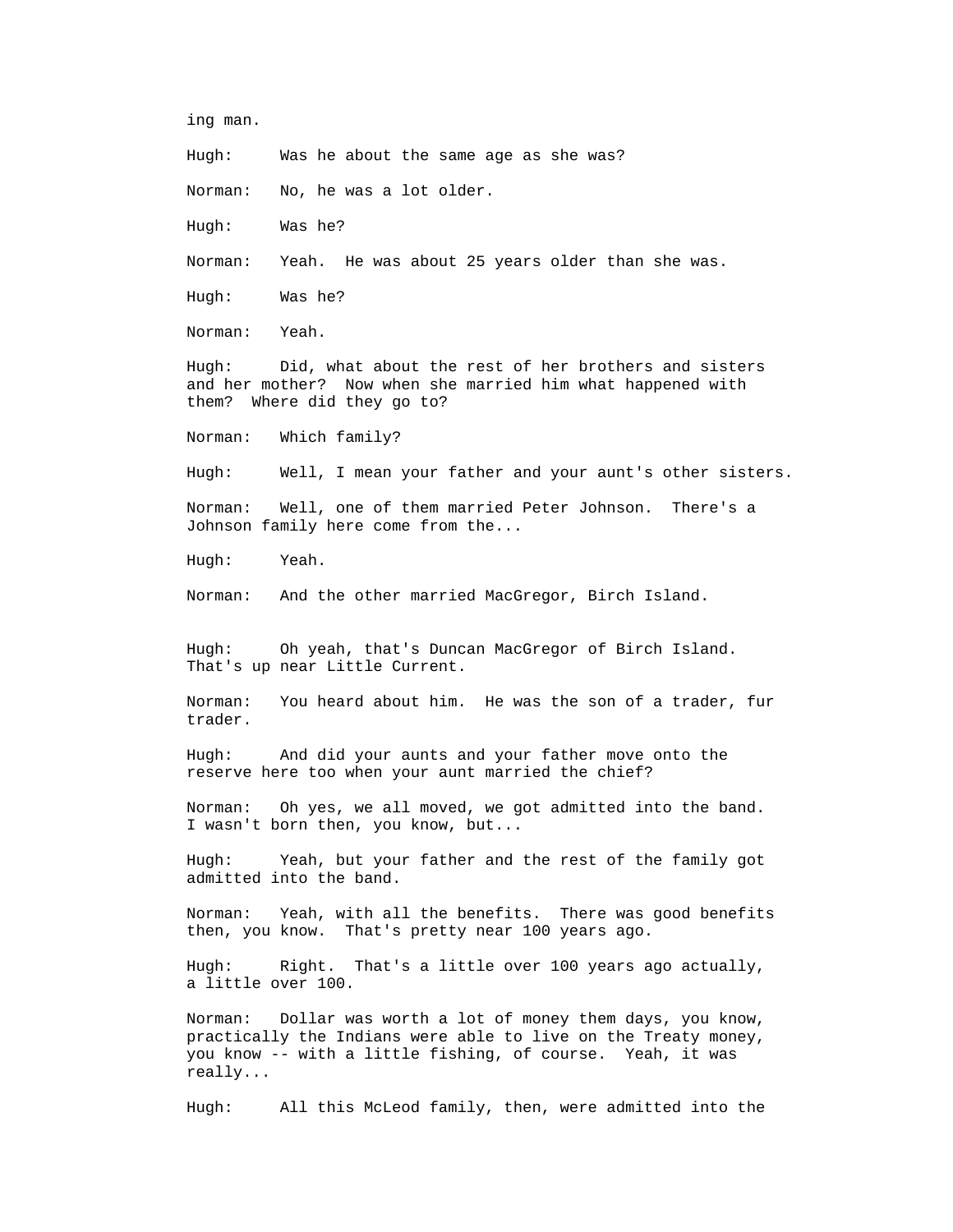ing man.

Hugh: Was he about the same age as she was?

Norman: No, he was a lot older.

Hugh: Was he?

Norman: Yeah. He was about 25 years older than she was.

Hugh: Was he?

Norman: Yeah.

Hugh: Did, what about the rest of her brothers and sisters and her mother? Now when she married him what happened with them? Where did they go to?

Norman: Which family?

Hugh: Well, I mean your father and your aunt's other sisters.

Norman: Well, one of them married Peter Johnson. There's a Johnson family here come from the...

Hugh: Yeah.

Norman: And the other married MacGregor, Birch Island.

Hugh: Oh yeah, that's Duncan MacGregor of Birch Island. That's up near Little Current.

Norman: You heard about him. He was the son of a trader, fur trader.

Hugh: And did your aunts and your father move onto the reserve here too when your aunt married the chief?

Norman: Oh yes, we all moved, we got admitted into the band. I wasn't born then, you know, but...

Hugh: Yeah, but your father and the rest of the family got admitted into the band.

Norman: Yeah, with all the benefits. There was good benefits then, you know. That's pretty near 100 years ago.

Hugh: Right. That's a little over 100 years ago actually, a little over 100.

Norman: Dollar was worth a lot of money them days, you know, practically the Indians were able to live on the Treaty money, you know -- with a little fishing, of course. Yeah, it was really...

Hugh: All this McLeod family, then, were admitted into the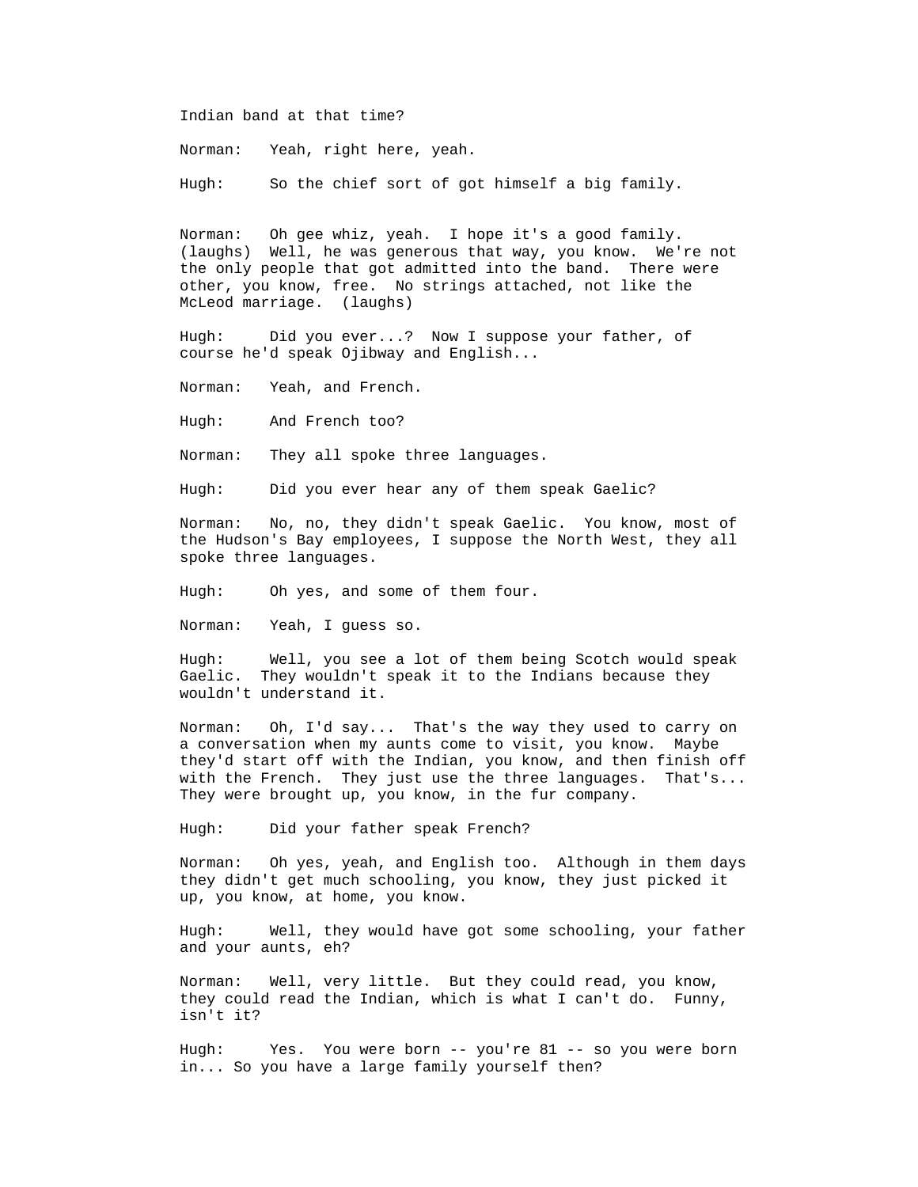Indian band at that time?

Norman: Yeah, right here, yeah.

Hugh: So the chief sort of got himself a big family.

Norman: Oh gee whiz, yeah. I hope it's a good family. (laughs) Well, he was generous that way, you know. We're not the only people that got admitted into the band. There were other, you know, free. No strings attached, not like the McLeod marriage. (laughs)

Hugh: Did you ever...? Now I suppose your father, of course he'd speak Ojibway and English...

Norman: Yeah, and French.

Hugh: And French too?

Norman: They all spoke three languages.

Hugh: Did you ever hear any of them speak Gaelic?

Norman: No, no, they didn't speak Gaelic. You know, most of the Hudson's Bay employees, I suppose the North West, they all spoke three languages.

Hugh: Oh yes, and some of them four.

Norman: Yeah, I guess so.

Hugh: Well, you see a lot of them being Scotch would speak Gaelic. They wouldn't speak it to the Indians because they wouldn't understand it.

Norman: Oh, I'd say... That's the way they used to carry on a conversation when my aunts come to visit, you know. Maybe they'd start off with the Indian, you know, and then finish off with the French. They just use the three languages. That's... They were brought up, you know, in the fur company.

Hugh: Did your father speak French?

Norman: Oh yes, yeah, and English too. Although in them days they didn't get much schooling, you know, they just picked it up, you know, at home, you know.

Hugh: Well, they would have got some schooling, your father and your aunts, eh?

Norman: Well, very little. But they could read, you know, they could read the Indian, which is what I can't do. Funny, isn't it?

Hugh: Yes. You were born -- you're 81 -- so you were born in... So you have a large family yourself then?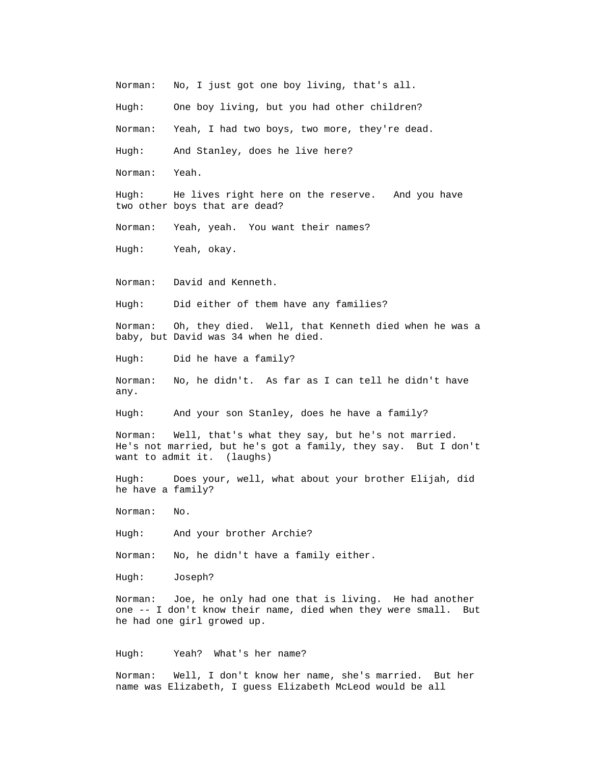Norman: No, I just got one boy living, that's all.

Hugh: One boy living, but you had other children?

Norman: Yeah, I had two boys, two more, they're dead.

Hugh: And Stanley, does he live here?

Norman: Yeah.

Hugh: He lives right here on the reserve. And you have two other boys that are dead?

Norman: Yeah, yeah. You want their names?

Hugh: Yeah, okay.

Norman: David and Kenneth.

Hugh: Did either of them have any families?

Norman: Oh, they died. Well, that Kenneth died when he was a baby, but David was 34 when he died.

Hugh: Did he have a family?

Norman: No, he didn't. As far as I can tell he didn't have any.

Hugh: And your son Stanley, does he have a family?

Norman: Well, that's what they say, but he's not married. He's not married, but he's got a family, they say. But I don't want to admit it. (laughs)

Hugh: Does your, well, what about your brother Elijah, did he have a family?

Norman: No.

Hugh: And your brother Archie?

Norman: No, he didn't have a family either.

Hugh: Joseph?

Norman: Joe, he only had one that is living. He had another one -- I don't know their name, died when they were small. But he had one girl growed up.

Hugh: Yeah? What's her name?

Norman: Well, I don't know her name, she's married. But her name was Elizabeth, I guess Elizabeth McLeod would be all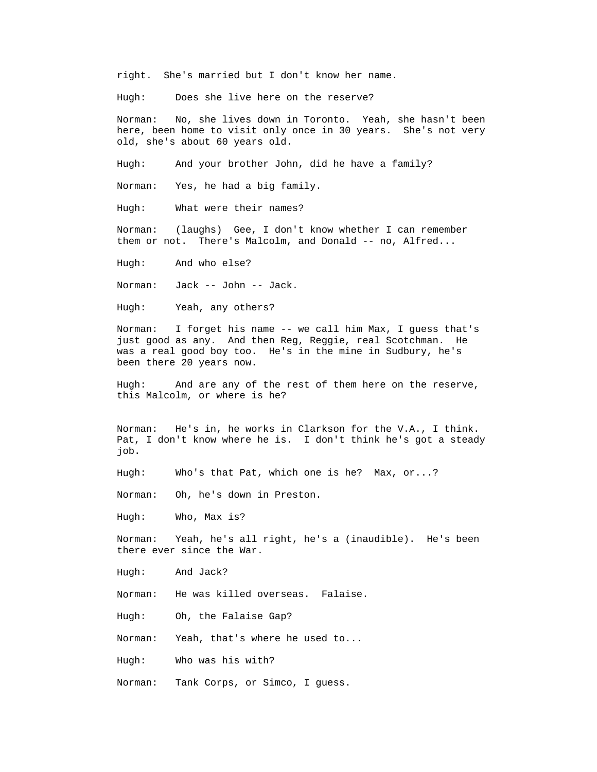right. She's married but I don't know her name.

Hugh: Does she live here on the reserve?

Norman: No, she lives down in Toronto. Yeah, she hasn't been here, been home to visit only once in 30 years. She's not very old, she's about 60 years old.

Hugh: And your brother John, did he have a family?

Norman: Yes, he had a big family.

Hugh: What were their names?

Norman: (laughs) Gee, I don't know whether I can remember them or not. There's Malcolm, and Donald -- no, Alfred...

Hugh: And who else?

Norman: Jack -- John -- Jack.

Hugh: Yeah, any others?

Norman: I forget his name -- we call him Max, I guess that's just good as any. And then Reg, Reggie, real Scotchman. He was a real good boy too. He's in the mine in Sudbury, he's been there 20 years now.

Hugh: And are any of the rest of them here on the reserve, this Malcolm, or where is he?

Norman: He's in, he works in Clarkson for the V.A., I think. Pat, I don't know where he is. I don't think he's got a steady job.

Hugh: Who's that Pat, which one is he? Max, or...?

Norman: Oh, he's down in Preston.

Hugh: Who, Max is?

Norman: Yeah, he's all right, he's a (inaudible). He's been there ever since the War.

Hugh: And Jack?

Norman: He was killed overseas. Falaise.

Hugh: Oh, the Falaise Gap?

Norman: Yeah, that's where he used to...

Hugh: Who was his with?

Norman: Tank Corps, or Simco, I guess.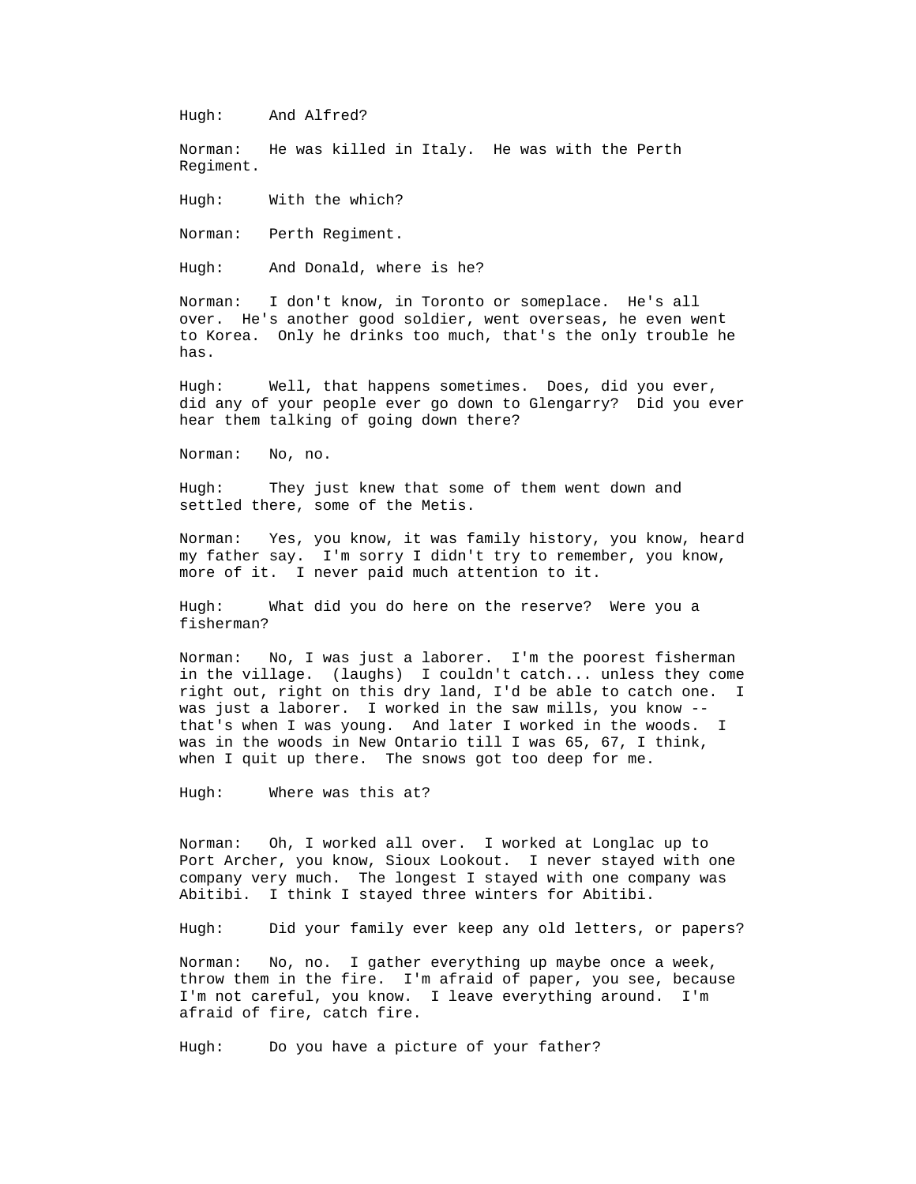Hugh: And Alfred?

Norman: He was killed in Italy. He was with the Perth Regiment.

Hugh: With the which?

Norman: Perth Regiment.

Hugh: And Donald, where is he?

Norman: I don't know, in Toronto or someplace. He's all over. He's another good soldier, went overseas, he even went to Korea. Only he drinks too much, that's the only trouble he has.

Hugh: Well, that happens sometimes. Does, did you ever, did any of your people ever go down to Glengarry? Did you ever hear them talking of going down there?

Norman: No, no.

Hugh: They just knew that some of them went down and settled there, some of the Metis.

Norman: Yes, you know, it was family history, you know, heard my father say. I'm sorry I didn't try to remember, you know, more of it. I never paid much attention to it.

Hugh: What did you do here on the reserve? Were you a fisherman?

Norman: No, I was just a laborer. I'm the poorest fisherman in the village. (laughs) I couldn't catch... unless they come right out, right on this dry land, I'd be able to catch one. I was just a laborer. I worked in the saw mills, you know -- that's when I was young. And later I worked in the woods. I was in the woods in New Ontario till I was 65, 67, I think, when I quit up there. The snows got too deep for me.

Hugh: Where was this at?

Norman: Oh, I worked all over. I worked at Longlac up to Port Archer, you know, Sioux Lookout. I never stayed with one company very much. The longest I stayed with one company was Abitibi. I think I stayed three winters for Abitibi.

Hugh: Did your family ever keep any old letters, or papers?

Norman: No, no. I gather everything up maybe once a week, throw them in the fire. I'm afraid of paper, you see, because I'm not careful, you know. I leave everything around. I'm afraid of fire, catch fire.

Hugh: Do you have a picture of your father?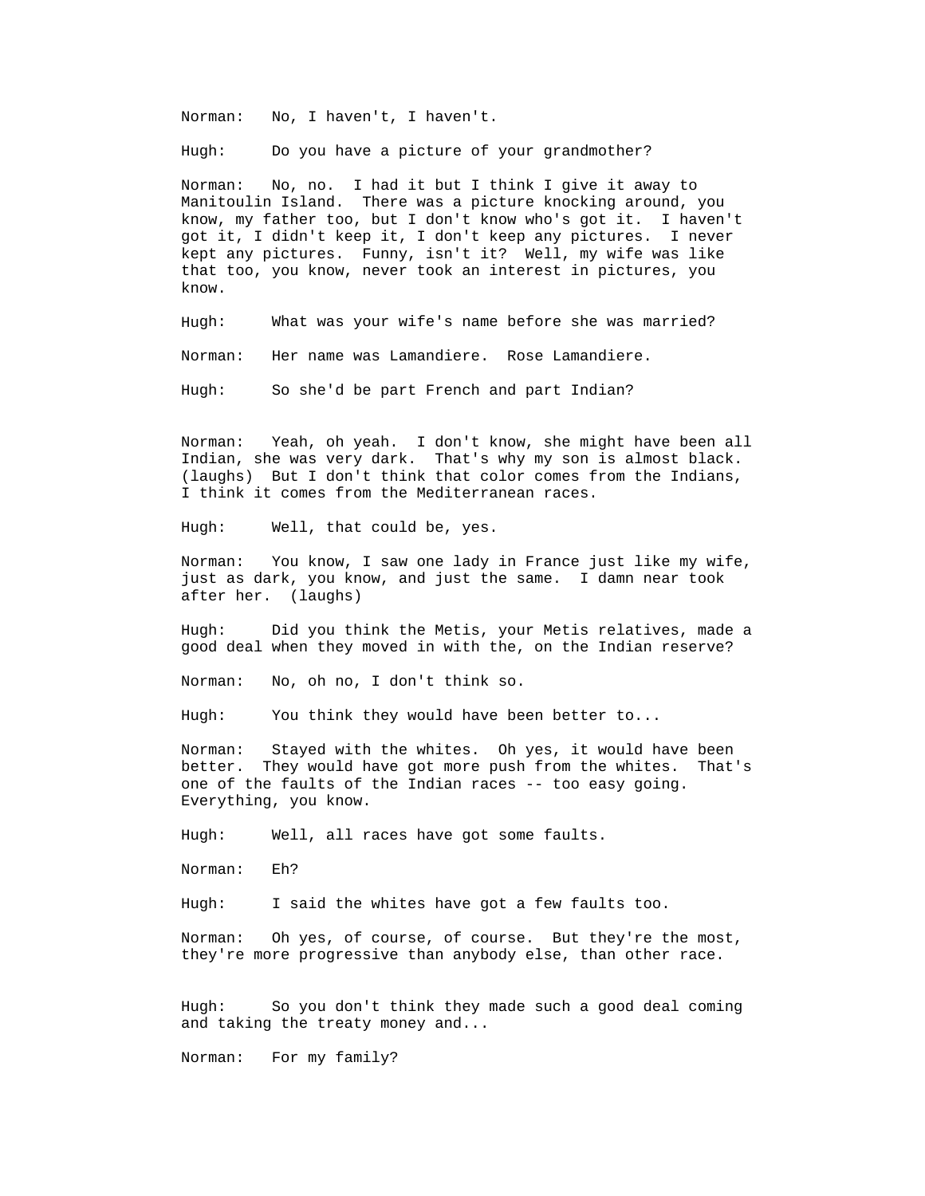Norman: No, I haven't, I haven't.

Hugh: Do you have a picture of your grandmother?

Norman: No, no. I had it but I think I give it away to Manitoulin Island. There was a picture knocking around, you know, my father too, but I don't know who's got it. I haven't got it, I didn't keep it, I don't keep any pictures. I never kept any pictures. Funny, isn't it? Well, my wife was like that too, you know, never took an interest in pictures, you know.

Hugh: What was your wife's name before she was married?

Norman: Her name was Lamandiere. Rose Lamandiere.

Hugh: So she'd be part French and part Indian?

Norman: Yeah, oh yeah. I don't know, she might have been all Indian, she was very dark. That's why my son is almost black. (laughs) But I don't think that color comes from the Indians, I think it comes from the Mediterranean races.

Hugh: Well, that could be, yes.

Norman: You know, I saw one lady in France just like my wife, just as dark, you know, and just the same. I damn near took after her. (laughs)

Hugh: Did you think the Metis, your Metis relatives, made a good deal when they moved in with the, on the Indian reserve?

Norman: No, oh no, I don't think so.

Hugh: You think they would have been better to...

Norman: Stayed with the whites. Oh yes, it would have been better. They would have got more push from the whites. That's one of the faults of the Indian races -- too easy going. Everything, you know.

Hugh: Well, all races have got some faults.

Norman: Eh?

Hugh: I said the whites have got a few faults too.

Norman: Oh yes, of course, of course. But they're the most, they're more progressive than anybody else, than other race.

Hugh: So you don't think they made such a good deal coming and taking the treaty money and...

Norman: For my family?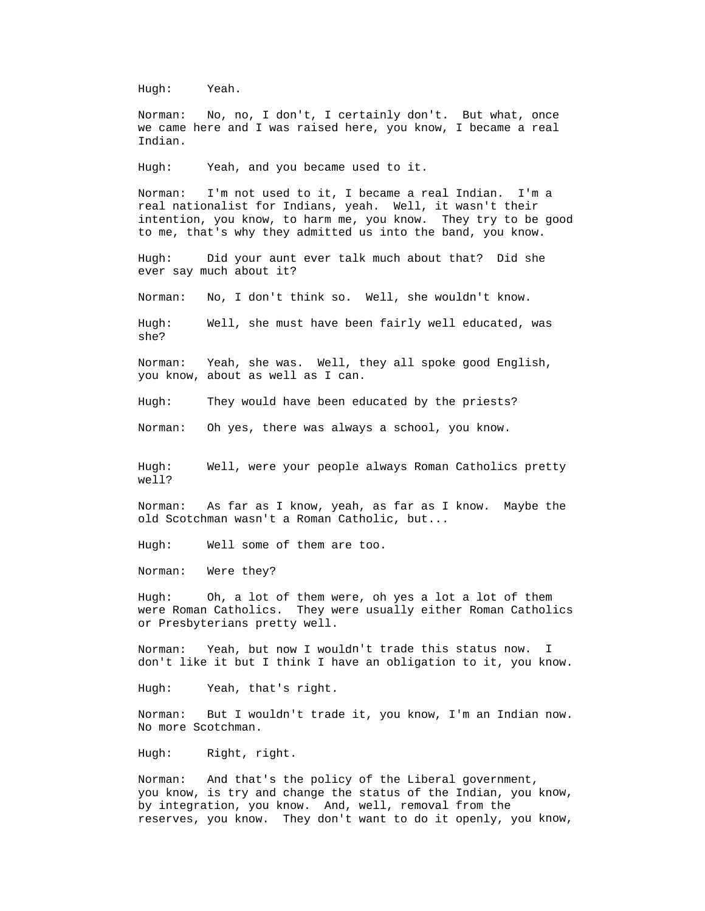Hugh: Yeah.

Norman: No, no, I don't, I certainly don't. But what, once we came here and I was raised here, you know, I became a real Indian.

Hugh: Yeah, and you became used to it.

Norman: I'm not used to it, I became a real Indian. I'm a real nationalist for Indians, yeah. Well, it wasn't their intention, you know, to harm me, you know. They try to be good to me, that's why they admitted us into the band, you know.

Hugh: Did your aunt ever talk much about that? Did she ever say much about it?

Norman: No, I don't think so. Well, she wouldn't know.

Hugh: Well, she must have been fairly well educated, was she?

Norman: Yeah, she was. Well, they all spoke good English, you know, about as well as I can.

Hugh: They would have been educated by the priests?

Norman: Oh yes, there was always a school, you know.

Hugh: Well, were your people always Roman Catholics pretty well?

Norman: As far as I know, yeah, as far as I know. Maybe the old Scotchman wasn't a Roman Catholic, but...

Hugh: Well some of them are too.

Norman: Were they?

Hugh: Oh, a lot of them were, oh yes a lot a lot of them were Roman Catholics. They were usually either Roman Catholics or Presbyterians pretty well.

Norman: Yeah, but now I wouldn't trade this status now. I don't like it but I think I have an obligation to it, you know.

Hugh: Yeah, that's right.

Norman: But I wouldn't trade it, you know, I'm an Indian now. No more Scotchman.

Hugh: Right, right.

Norman: And that's the policy of the Liberal government, you know, is try and change the status of the Indian, you know, by integration, you know. And, well, removal from the reserves, you know. They don't want to do it openly, you know,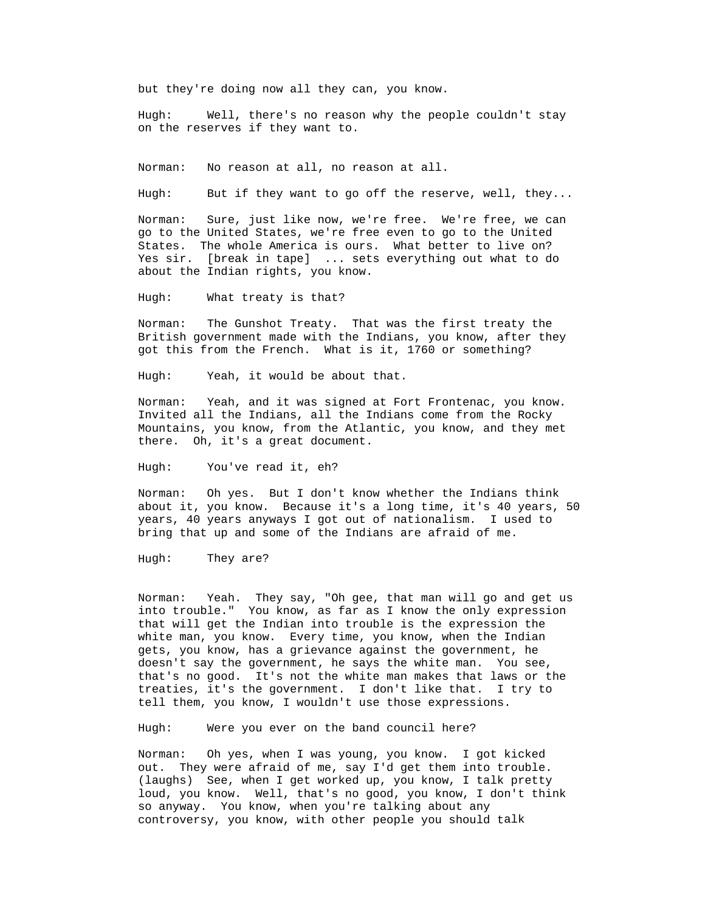but they're doing now all they can, you know.

Hugh: Well, there's no reason why the people couldn't stay on the reserves if they want to.

Norman: No reason at all, no reason at all.

Hugh: But if they want to go off the reserve, well, they...

Norman: Sure, just like now, we're free. We're free, we can go to the United States, we're free even to go to the United States. The whole America is ours. What better to live on? Yes sir. [break in tape] ... sets everything out what to do about the Indian rights, you know.

Hugh: What treaty is that?

Norman: The Gunshot Treaty. That was the first treaty the British government made with the Indians, you know, after they got this from the French. What is it, 1760 or something?

Hugh: Yeah, it would be about that.

Norman: Yeah, and it was signed at Fort Frontenac, you know. Invited all the Indians, all the Indians come from the Rocky Mountains, you know, from the Atlantic, you know, and they met there. Oh, it's a great document.

Hugh: You've read it, eh?

Norman: Oh yes. But I don't know whether the Indians think about it, you know. Because it's a long time, it's 40 years, 50 years, 40 years anyways I got out of nationalism. I used to bring that up and some of the Indians are afraid of me.

Hugh: They are?

Norman: Yeah. They say, "Oh gee, that man will go and get us into trouble." You know, as far as I know the only expression that will get the Indian into trouble is the expression the white man, you know. Every time, you know, when the Indian gets, you know, has a grievance against the government, he doesn't say the government, he says the white man. You see, that's no good. It's not the white man makes that laws or the treaties, it's the government. I don't like that. I try to tell them, you know, I wouldn't use those expressions.

Hugh: Were you ever on the band council here?

Norman: Oh yes, when I was young, you know. I got kicked out. They were afraid of me, say I'd get them into trouble. (laughs) See, when I get worked up, you know, I talk pretty loud, you know. Well, that's no good, you know, I don't think so anyway. You know, when you're talking about any controversy, you know, with other people you should talk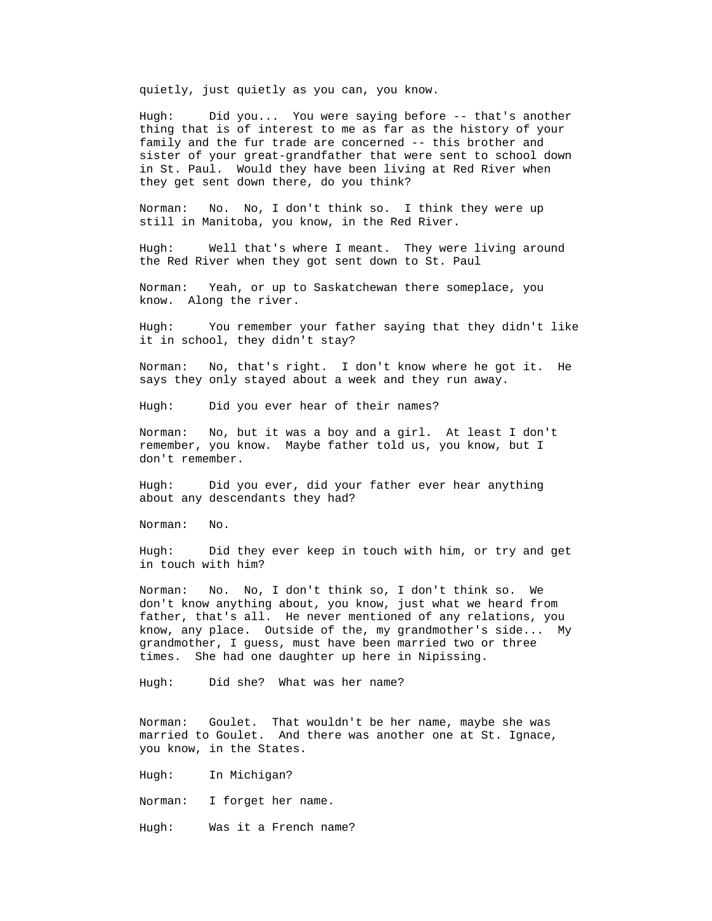quietly, just quietly as you can, you know.

Hugh: Did you... You were saying before -- that's another thing that is of interest to me as far as the history of your family and the fur trade are concerned -- this brother and sister of your great-grandfather that were sent to school down in St. Paul. Would they have been living at Red River when they get sent down there, do you think?

Norman: No. No, I don't think so. I think they were up still in Manitoba, you know, in the Red River.

Hugh: Well that's where I meant. They were living around the Red River when they got sent down to St. Paul

Norman: Yeah, or up to Saskatchewan there someplace, you know. Along the river.

Hugh: You remember your father saying that they didn't like it in school, they didn't stay?

Norman: No, that's right. I don't know where he got it. He says they only stayed about a week and they run away.

Hugh: Did you ever hear of their names?

Norman: No, but it was a boy and a girl. At least I don't remember, you know. Maybe father told us, you know, but I don't remember.

Hugh: Did you ever, did your father ever hear anything about any descendants they had?

Norman: No.

Hugh: Did they ever keep in touch with him, or try and get in touch with him?

Norman: No. No, I don't think so, I don't think so. We don't know anything about, you know, just what we heard from father, that's all. He never mentioned of any relations, you know, any place. Outside of the, my grandmother's side... My grandmother, I guess, must have been married two or three times. She had one daughter up here in Nipissing.

Hugh: Did she? What was her name?

Norman: Goulet. That wouldn't be her name, maybe she was married to Goulet. And there was another one at St. Ignace, you know, in the States.

Hugh: In Michigan?

Norman: I forget her name.

Hugh: Was it a French name?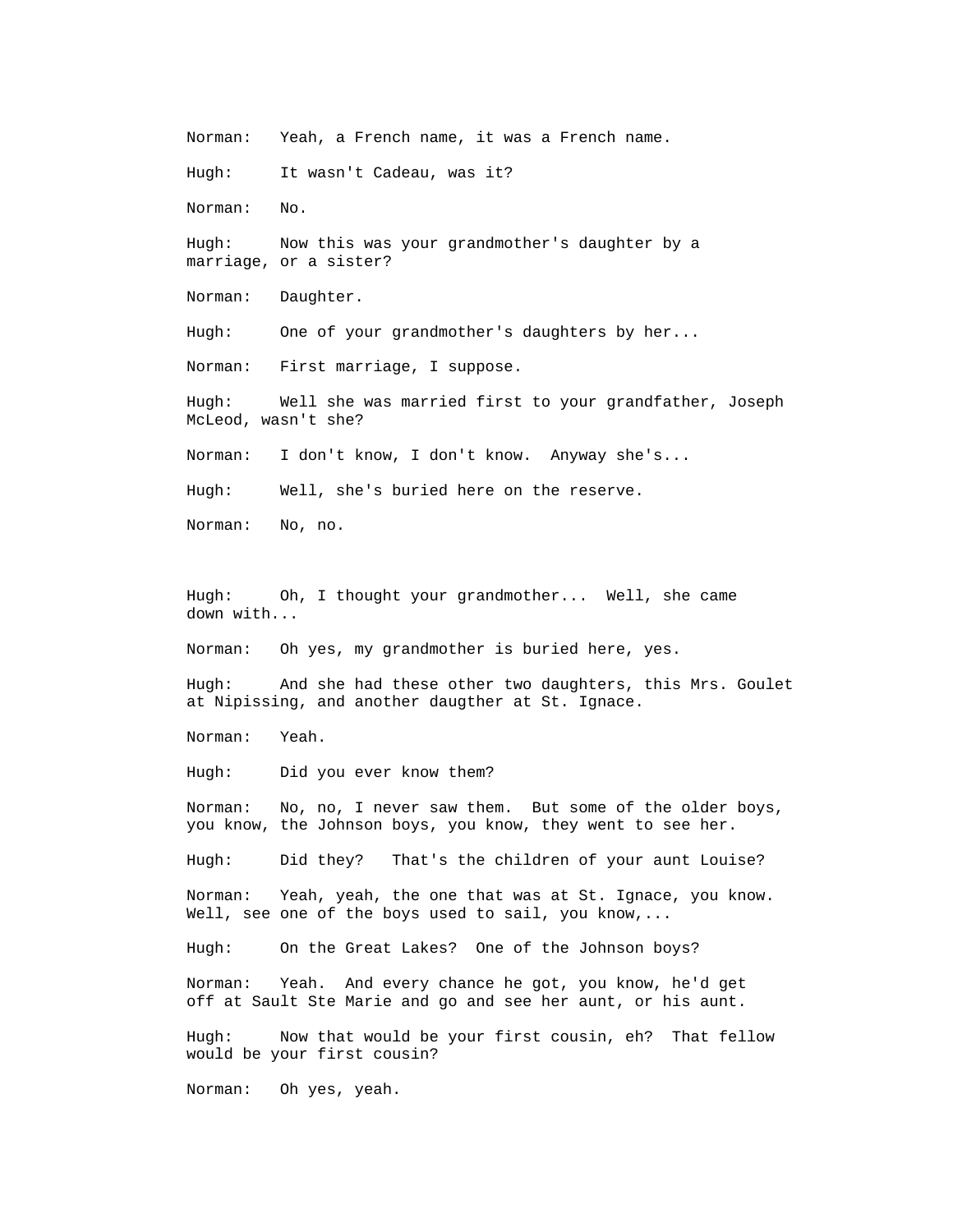Norman: Yeah, a French name, it was a French name.

Hugh: It wasn't Cadeau, was it?

Norman: No.

Hugh: Now this was your grandmother's daughter by a marriage, or a sister?

Norman: Daughter.

Hugh: One of your grandmother's daughters by her...

Norman: First marriage, I suppose.

Hugh: Well she was married first to your grandfather, Joseph McLeod, wasn't she?

Norman: I don't know, I don't know. Anyway she's...

Hugh: Well, she's buried here on the reserve.

Norman: No, no.

Hugh: Oh, I thought your grandmother... Well, she came down with...

Norman: Oh yes, my grandmother is buried here, yes.

Hugh: And she had these other two daughters, this Mrs. Goulet at Nipissing, and another daugther at St. Ignace.

Norman: Yeah.

Hugh: Did you ever know them?

Norman: No, no, I never saw them. But some of the older boys, you know, the Johnson boys, you know, they went to see her.

Hugh: Did they? That's the children of your aunt Louise?

Norman: Yeah, yeah, the one that was at St. Ignace, you know. Well, see one of the boys used to sail, you know,...

Hugh: On the Great Lakes? One of the Johnson boys?

Norman: Yeah. And every chance he got, you know, he'd get off at Sault Ste Marie and go and see her aunt, or his aunt.

Hugh: Now that would be your first cousin, eh? That fellow would be your first cousin?

Norman: Oh yes, yeah.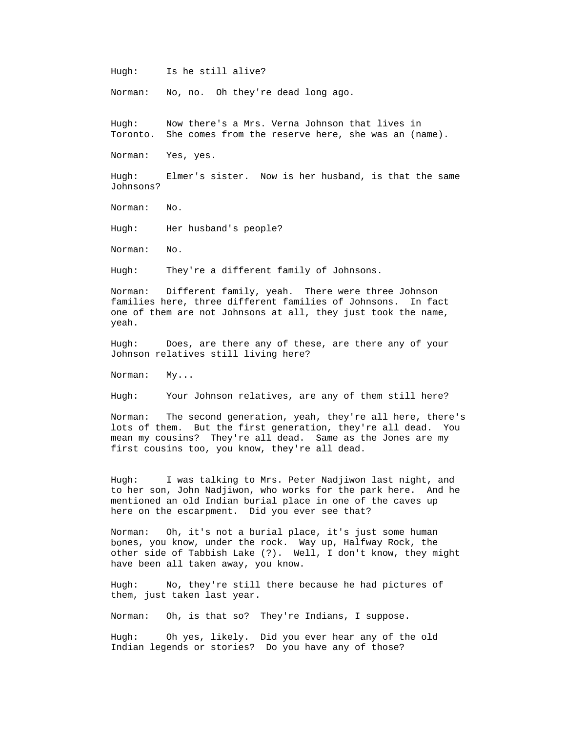Hugh: Is he still alive?

Norman: No, no. Oh they're dead long ago.

Hugh: Now there's a Mrs. Verna Johnson that lives in Toronto. She comes from the reserve here, she was an (name).

Norman: Yes, yes.

Hugh: Elmer's sister. Now is her husband, is that the same Johnsons?

Norman: No.

Hugh: Her husband's people?

Norman: No.

Hugh: They're a different family of Johnsons.

Norman: Different family, yeah. There were three Johnson families here, three different families of Johnsons. In fact one of them are not Johnsons at all, they just took the name, yeah.

Hugh: Does, are there any of these, are there any of your Johnson relatives still living here?

Norman: My...

Hugh: Your Johnson relatives, are any of them still here?

Norman: The second generation, yeah, they're all here, there's lots of them. But the first generation, they're all dead. You mean my cousins? They're all dead. Same as the Jones are my first cousins too, you know, they're all dead.

Hugh: I was talking to Mrs. Peter Nadjiwon last night, and to her son, John Nadjiwon, who works for the park here. And he mentioned an old Indian burial place in one of the caves up here on the escarpment. Did you ever see that?

Norman: Oh, it's not a burial place, it's just some human bones, you know, under the rock. Way up, Halfway Rock, the other side of Tabbish Lake (?). Well, I don't know, they might have been all taken away, you know.

Hugh: No, they're still there because he had pictures of them, just taken last year.

Norman: Oh, is that so? They're Indians, I suppose.

Hugh: Oh yes, likely. Did you ever hear any of the old Indian legends or stories? Do you have any of those?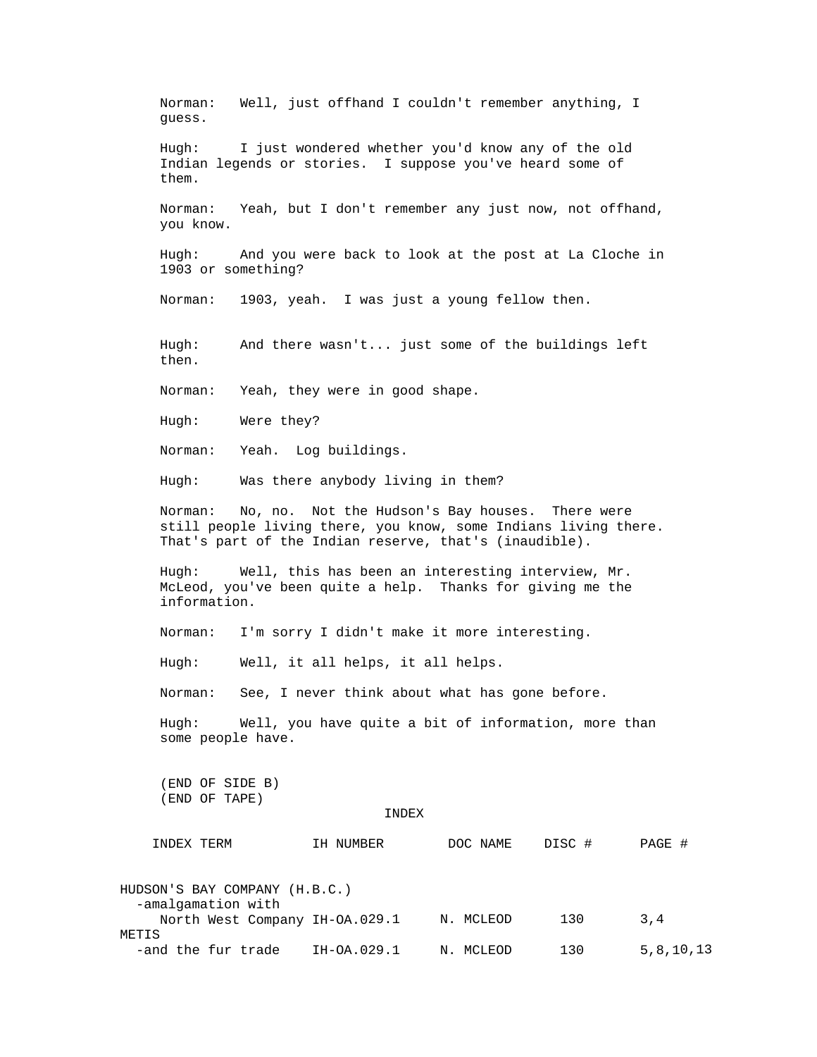Norman: Well, just offhand I couldn't remember anything, I guess.

Hugh: I just wondered whether you'd know any of the old Indian legends or stories. I suppose you've heard some of them.

Norman: Yeah, but I don't remember any just now, not offhand, you know.

Hugh: And you were back to look at the post at La Cloche in 1903 or something?

Norman: 1903, yeah. I was just a young fellow then.

Hugh: And there wasn't... just some of the buildings left then.

Norman: Yeah, they were in good shape.

Hugh: Were they?

Norman: Yeah. Log buildings.

Hugh: Was there anybody living in them?

Norman: No, no. Not the Hudson's Bay houses. There were still people living there, you know, some Indians living there. That's part of the Indian reserve, that's (inaudible).

Hugh: Well, this has been an interesting interview, Mr. McLeod, you've been quite a help. Thanks for giving me the information.

Norman: I'm sorry I didn't make it more interesting.

Hugh: Well, it all helps, it all helps.

Norman: See, I never think about what has gone before.

Hugh: Well, you have quite a bit of information, more than some people have.

(END OF SIDE B)
(END OF TAPE)

## INDEX

| INDEX TERM | IH NUMBER | DOC NAME | DISC # | PAGE # |
|---|---|---|---|---|
| HUDSON'S BAY COMPANY (H.B.C.) | | | | |
| -amalgamation with North West Company | IH-OA.029.1 | N. MCLEOD | 130 | 3,4 |
| METIS | | | | |
| -and the fur trade | IH-OA.029.1 | N. MCLEOD | 130 | 5,8,10,13 |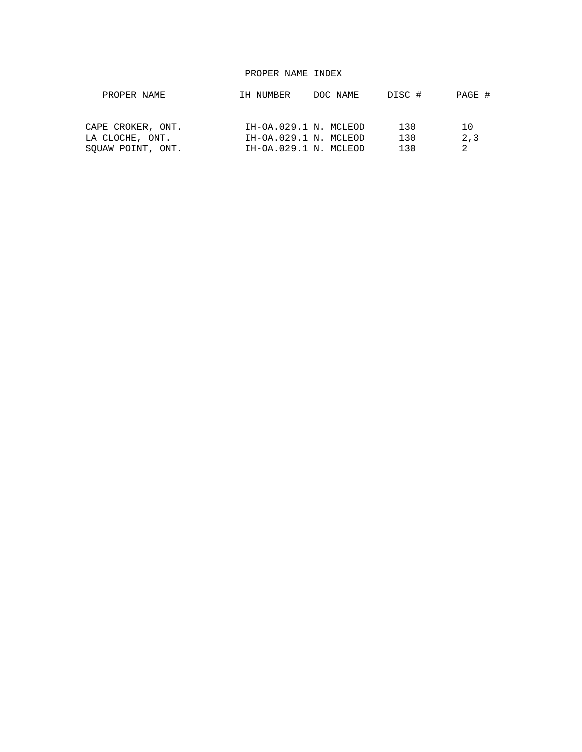# PROPER NAME INDEX

| PROPER NAME | IH NUMBER | DOC NAME | DISC # | PAGE # |
|---|---|---|---|---|
| CAPE CROKER, ONT. | IH-OA.029.1 | N. MCLEOD | 130 | 10 |
| LA CLOCHE, ONT. | IH-OA.029.1 | N. MCLEOD | 130 | 2,3 |
| SQUAW POINT, ONT. | IH-OA.029.1 | N. MCLEOD | 130 | 2 |